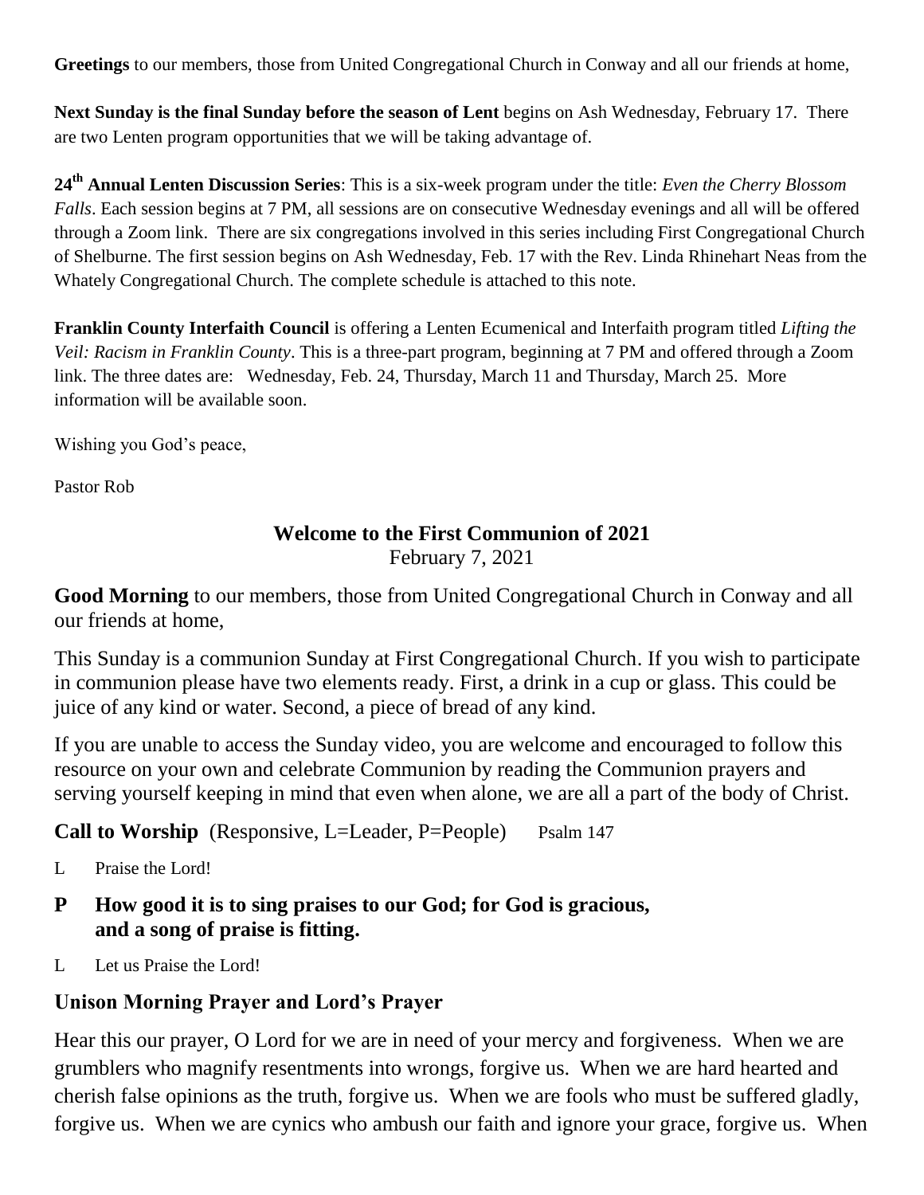**Greetings** to our members, those from United Congregational Church in Conway and all our friends at home,

**Next Sunday is the final Sunday before the season of Lent** begins on Ash Wednesday, February 17. There are two Lenten program opportunities that we will be taking advantage of.

**24th Annual Lenten Discussion Series**: This is a six-week program under the title: *Even the Cherry Blossom Falls*. Each session begins at 7 PM, all sessions are on consecutive Wednesday evenings and all will be offered through a Zoom link. There are six congregations involved in this series including First Congregational Church of Shelburne. The first session begins on Ash Wednesday, Feb. 17 with the Rev. Linda Rhinehart Neas from the Whately Congregational Church. The complete schedule is attached to this note.

**Franklin County Interfaith Council** is offering a Lenten Ecumenical and Interfaith program titled *Lifting the Veil: Racism in Franklin County*. This is a three-part program, beginning at 7 PM and offered through a Zoom link. The three dates are: Wednesday, Feb. 24, Thursday, March 11 and Thursday, March 25. More information will be available soon.

Wishing you God's peace,

Pastor Rob

## Welcome to the First Communion of 2021

February 7, 2021

**Good Morning** to our members, those from United Congregational Church in Conway and all our friends at home,

This Sunday is a communion Sunday at First Congregational Church. If you wish to participate in communion please have two elements ready. First, a drink in a cup or glass. This could be juice of any kind or water. Second, a piece of bread of any kind.

If you are unable to access the Sunday video, you are welcome and encouraged to follow this resource on your own and celebrate Communion by reading the Communion prayers and serving yourself keeping in mind that even when alone, we are all a part of the body of Christ.

**Call to Worship** (Responsive, L=Leader, P=People) Psalm 147

L Praise the Lord!

**P How good it is to sing praises to our God; for God is gracious, and a song of praise is fitting.**

L Let us Praise the Lord!

**Unison Morning Prayer and Lord's Prayer**

Hear this our prayer, O Lord for we are in need of your mercy and forgiveness. When we are grumblers who magnify resentments into wrongs, forgive us. When we are hard hearted and cherish false opinions as the truth, forgive us. When we are fools who must be suffered gladly, forgive us. When we are cynics who ambush our faith and ignore your grace, forgive us. When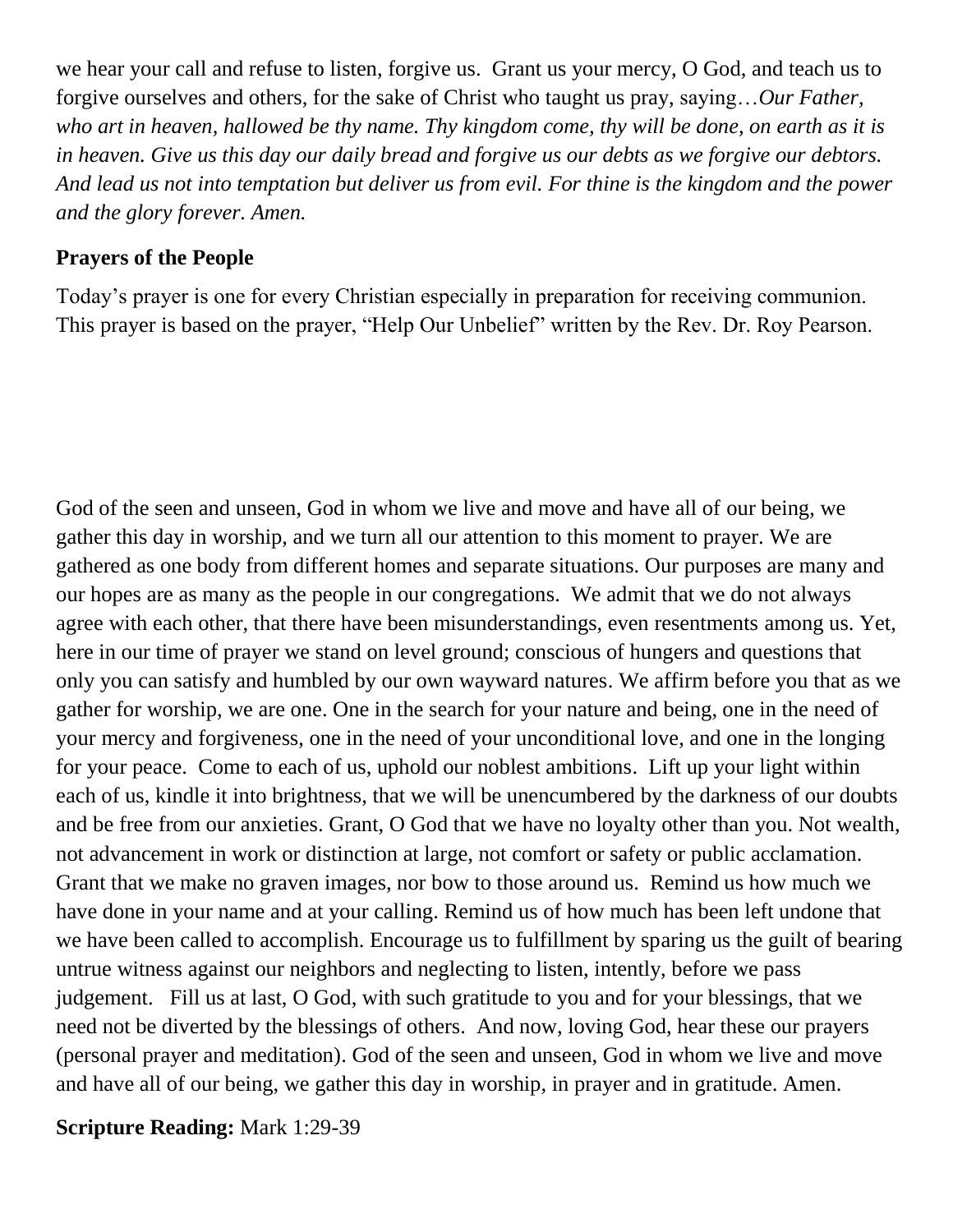we hear your call and refuse to listen, forgive us. Grant us your mercy, O God, and teach us to forgive ourselves and others, for the sake of Christ who taught us pray, saying…*Our Father, who art in heaven, hallowed be thy name. Thy kingdom come, thy will be done, on earth as it is in heaven. Give us this day our daily bread and forgive us our debts as we forgive our debtors. And lead us not into temptation but deliver us from evil. For thine is the kingdom and the power and the glory forever. Amen.*

**Prayers of the People**

Today's prayer is one for every Christian especially in preparation for receiving communion. This prayer is based on the prayer, "Help Our Unbelief" written by the Rev. Dr. Roy Pearson.

God of the seen and unseen, God in whom we live and move and have all of our being, we gather this day in worship, and we turn all our attention to this moment to prayer. We are gathered as one body from different homes and separate situations. Our purposes are many and our hopes are as many as the people in our congregations. We admit that we do not always agree with each other, that there have been misunderstandings, even resentments among us. Yet, here in our time of prayer we stand on level ground; conscious of hungers and questions that only you can satisfy and humbled by our own wayward natures. We affirm before you that as we gather for worship, we are one. One in the search for your nature and being, one in the need of your mercy and forgiveness, one in the need of your unconditional love, and one in the longing for your peace. Come to each of us, uphold our noblest ambitions. Lift up your light within each of us, kindle it into brightness, that we will be unencumbered by the darkness of our doubts and be free from our anxieties. Grant, O God that we have no loyalty other than you. Not wealth, not advancement in work or distinction at large, not comfort or safety or public acclamation. Grant that we make no graven images, nor bow to those around us. Remind us how much we have done in your name and at your calling. Remind us of how much has been left undone that we have been called to accomplish. Encourage us to fulfillment by sparing us the guilt of bearing untrue witness against our neighbors and neglecting to listen, intently, before we pass judgement. Fill us at last, O God, with such gratitude to you and for your blessings, that we need not be diverted by the blessings of others. And now, loving God, hear these our prayers (personal prayer and meditation). God of the seen and unseen, God in whom we live and move and have all of our being, we gather this day in worship, in prayer and in gratitude. Amen.

**Scripture Reading:** Mark 1:29-39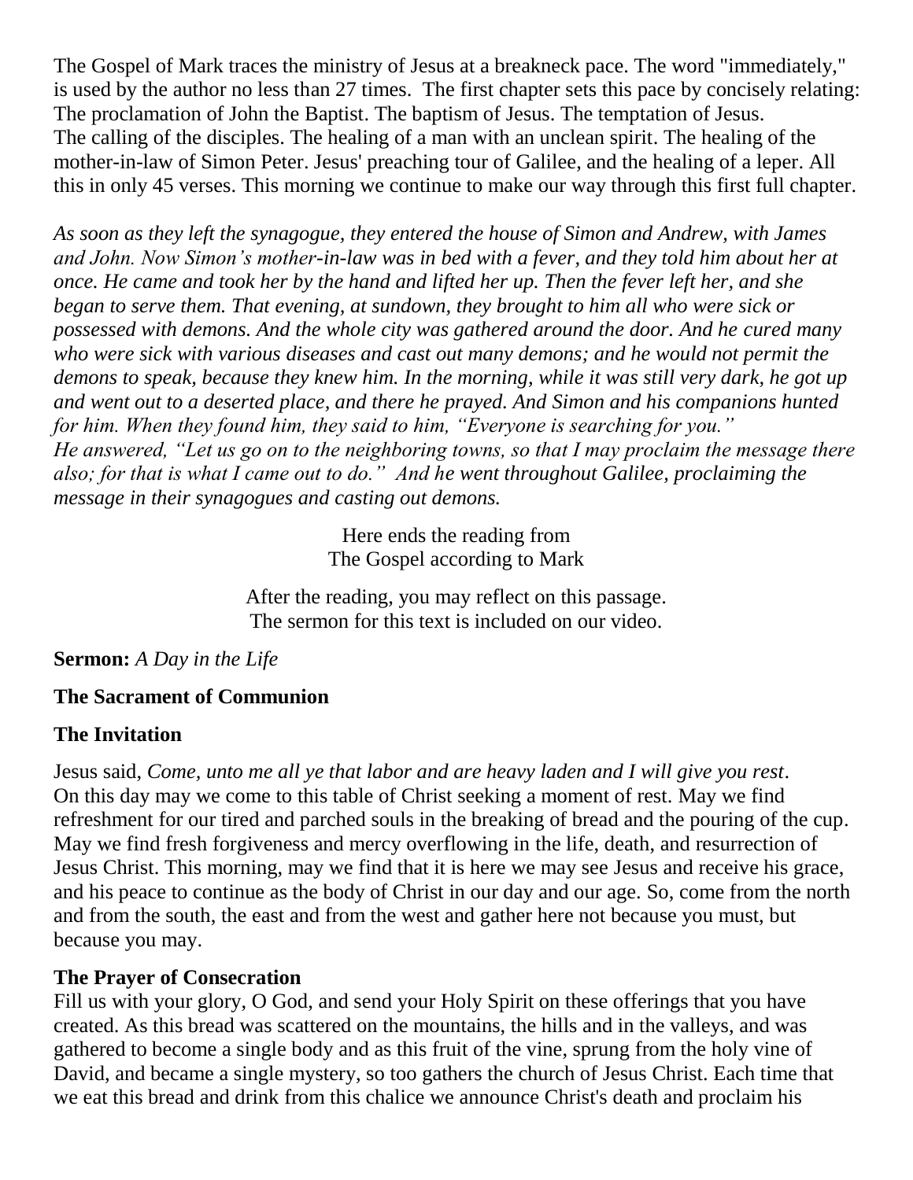The Gospel of Mark traces the ministry of Jesus at a breakneck pace. The word "immediately," is used by the author no less than 27 times. The first chapter sets this pace by concisely relating: The proclamation of John the Baptist. The baptism of Jesus. The temptation of Jesus. The calling of the disciples. The healing of a man with an unclean spirit. The healing of the mother-in-law of Simon Peter. Jesus' preaching tour of Galilee, and the healing of a leper. All this in only 45 verses. This morning we continue to make our way through this first full chapter.

*As soon as they left the synagogue, they entered the house of Simon and Andrew, with James and John. Now Simon's mother-in-law was in bed with a fever, and they told him about her at once. He came and took her by the hand and lifted her up. Then the fever left her, and she began to serve them. That evening, at sundown, they brought to him all who were sick or possessed with demons. And the whole city was gathered around the door. And he cured many who were sick with various diseases and cast out many demons; and he would not permit the demons to speak, because they knew him. In the morning, while it was still very dark, he got up and went out to a deserted place, and there he prayed. And Simon and his companions hunted for him. When they found him, they said to him, "Everyone is searching for you." He answered, "Let us go on to the neighboring towns, so that I may proclaim the message there also; for that is what I came out to do." And he went throughout Galilee, proclaiming the message in their synagogues and casting out demons.*

Here ends the reading from
The Gospel according to Mark

After the reading, you may reflect on this passage.
The sermon for this text is included on our video.

**Sermon:** *A Day in the Life*

**The Sacrament of Communion**

**The Invitation**

Jesus said, *Come, unto me all ye that labor and are heavy laden and I will give you rest*. On this day may we come to this table of Christ seeking a moment of rest. May we find refreshment for our tired and parched souls in the breaking of bread and the pouring of the cup. May we find fresh forgiveness and mercy overflowing in the life, death, and resurrection of Jesus Christ. This morning, may we find that it is here we may see Jesus and receive his grace, and his peace to continue as the body of Christ in our day and our age. So, come from the north and from the south, the east and from the west and gather here not because you must, but because you may.

**The Prayer of Consecration**

Fill us with your glory, O God, and send your Holy Spirit on these offerings that you have created. As this bread was scattered on the mountains, the hills and in the valleys, and was gathered to become a single body and as this fruit of the vine, sprung from the holy vine of David, and became a single mystery, so too gathers the church of Jesus Christ. Each time that we eat this bread and drink from this chalice we announce Christ's death and proclaim his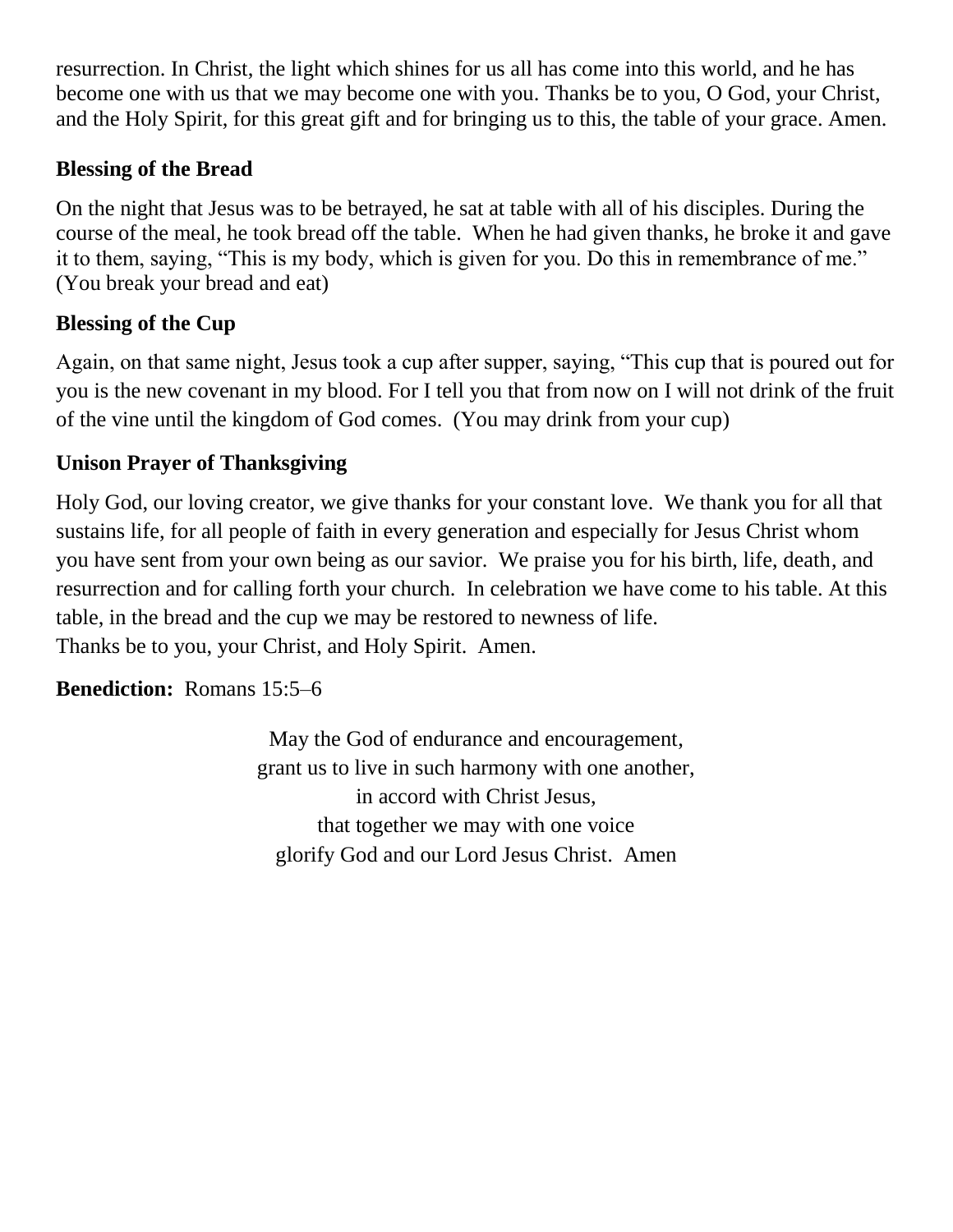resurrection. In Christ, the light which shines for us all has come into this world, and he has become one with us that we may become one with you. Thanks be to you, O God, your Christ, and the Holy Spirit, for this great gift and for bringing us to this, the table of your grace. Amen.

**Blessing of the Bread**

On the night that Jesus was to be betrayed, he sat at table with all of his disciples. During the course of the meal, he took bread off the table. When he had given thanks, he broke it and gave it to them, saying, "This is my body, which is given for you. Do this in remembrance of me." (You break your bread and eat)

**Blessing of the Cup**

Again, on that same night, Jesus took a cup after supper, saying, "This cup that is poured out for you is the new covenant in my blood. For I tell you that from now on I will not drink of the fruit of the vine until the kingdom of God comes. (You may drink from your cup)

**Unison Prayer of Thanksgiving**

Holy God, our loving creator, we give thanks for your constant love. We thank you for all that sustains life, for all people of faith in every generation and especially for Jesus Christ whom you have sent from your own being as our savior. We praise you for his birth, life, death, and resurrection and for calling forth your church. In celebration we have come to his table. At this table, in the bread and the cup we may be restored to newness of life.
Thanks be to you, your Christ, and Holy Spirit. Amen.

**Benediction:** Romans 15:5–6

May the God of endurance and encouragement,
grant us to live in such harmony with one another,
in accord with Christ Jesus,
that together we may with one voice
glorify God and our Lord Jesus Christ. Amen